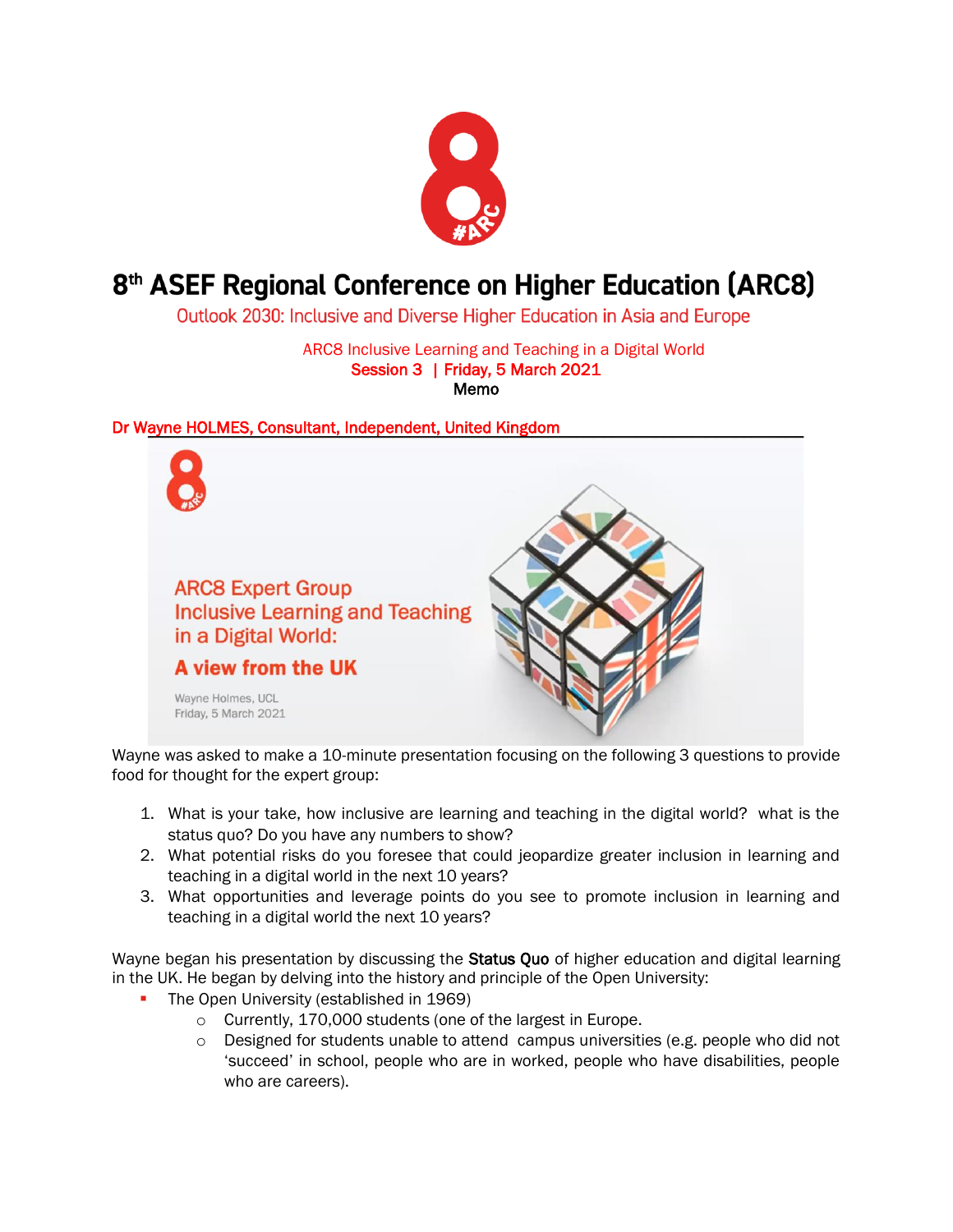# 8th ASEF Regional Conference on Higher Education (ARC8)

Outlook 2030: Inclusive and Diverse Higher Education in Asia and Europe

ARC8 Inclusive Learning and Teaching in a Digital World

Session 3 | Friday, 5 March 2021

Memo

## Dr Wayne HOLMES, Consultant, Independent, United Kingdom

ARC8 Expert Group
Inclusive Learning and Teaching in a Digital World:
**A view from the UK**

Wayne Holmes, UCL
Friday, 5 March 2021

Wayne was asked to make a 10-minute presentation focusing on the following 3 questions to provide food for thought for the expert group:

1. What is your take, how inclusive are learning and teaching in the digital world? what is the status quo? Do you have any numbers to show?
2. What potential risks do you foresee that could jeopardize greater inclusion in learning and teaching in a digital world in the next 10 years?
3. What opportunities and leverage points do you see to promote inclusion in learning and teaching in a digital world the next 10 years?

Wayne began his presentation by discussing the **Status Quo** of higher education and digital learning in the UK. He began by delving into the history and principle of the Open University:

- The Open University (established in 1969)
  - Currently, 170,000 students (one of the largest in Europe.
  - Designed for students unable to attend campus universities (e.g. people who did not 'succeed' in school, people who are in worked, people who have disabilities, people who are careers).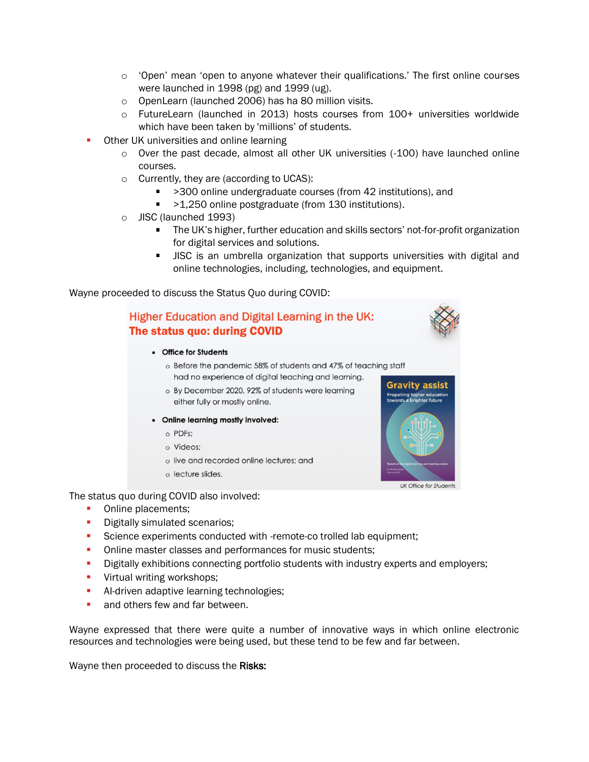- 'Open' mean 'open to anyone whatever their qualifications.' The first online courses were launched in 1998 (pg) and 1999 (ug).
    - OpenLearn (launched 2006) has ha 80 million visits.
    - FutureLearn (launched in 2013) hosts courses from 100+ universities worldwide which have been taken by 'millions' of students.
- Other UK universities and online learning
    - Over the past decade, almost all other UK universities (-100) have launched online courses.
    - Currently, they are (according to UCAS):
        - >300 online undergraduate courses (from 42 institutions), and
        - >1,250 online postgraduate (from 130 institutions).
    - JISC (launched 1993)
        - The UK's higher, further education and skills sectors' not-for-profit organization for digital services and solutions.
        - JISC is an umbrella organization that supports universities with digital and online technologies, including, technologies, and equipment.

Wayne proceeded to discuss the Status Quo during COVID:

**Higher Education and Digital Learning in the UK:**
**The status quo: during COVID**

- **Office for Students**
    - Before the pandemic 58% of students and 47% of teaching staff had no experience of digital teaching and learning.
    - By December 2020, 92% of students were learning either fully or mostly online.
- **Online learning mostly involved:**
    - PDFs;
    - Videos;
    - live and recorded online lectures; and
    - lecture slides.

Gravity assist
Propelling higher education towards a brighter future

*UK Office for Students*

The status quo during COVID also involved:

- Online placements;
- Digitally simulated scenarios;
- Science experiments conducted with -remote-co trolled lab equipment;
- Online master classes and performances for music students;
- Digitally exhibitions connecting portfolio students with industry experts and employers;
- Virtual writing workshops;
- AI-driven adaptive learning technologies;
- and others few and far between.

Wayne expressed that there were quite a number of innovative ways in which online electronic resources and technologies were being used, but these tend to be few and far between.

Wayne then proceeded to discuss the **Risks:**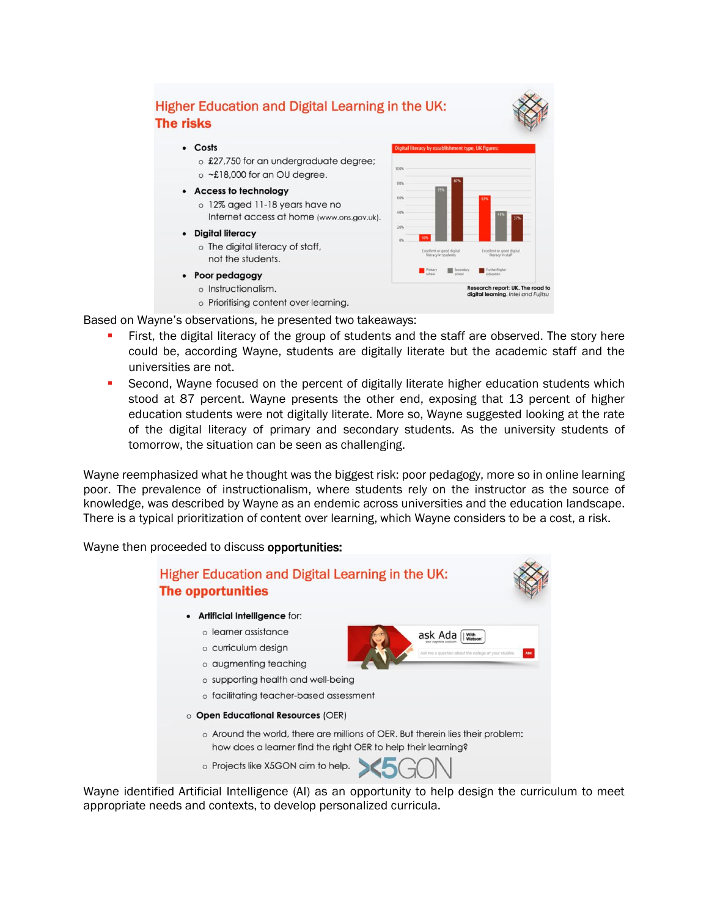## Higher Education and Digital Learning in the UK: The risks

- **Costs**
  - £27,750 for an undergraduate degree;
  - ~£18,000 for an OU degree.
- **Access to technology**
  - 12% aged 11-18 years have no Internet access at home (www.ons.gov.uk).
- **Digital literacy**
  - The digital literacy of staff, not the students.
- **Poor pedagogy**
  - Instructionalism.
  - Prioritising content over learning.

Digital literacy by establishment type, UK figures:

| | Primary school | Secondary school | Further/higher education |
|---|---|---|---|
| Excellent or good digital literacy in students | 10% | 75% | 87% |
| Excellent or good digital literacy in staff | 63% | 41% | 37% |

Research report: UK. The road to digital learning. *Intel and Fujitsu*

Based on Wayne's observations, he presented two takeaways:

- First, the digital literacy of the group of students and the staff are observed. The story here could be, according Wayne, students are digitally literate but the academic staff and the universities are not.
- Second, Wayne focused on the percent of digitally literate higher education students which stood at 87 percent. Wayne presents the other end, exposing that 13 percent of higher education students were not digitally literate. More so, Wayne suggested looking at the rate of the digital literacy of primary and secondary students. As the university students of tomorrow, the situation can be seen as challenging.

Wayne reemphasized what he thought was the biggest risk: poor pedagogy, more so in online learning poor. The prevalence of instructionalism, where students rely on the instructor as the source of knowledge, was described by Wayne as an endemic across universities and the education landscape. There is a typical prioritization of content over learning, which Wayne considers to be a cost, a risk.

Wayne then proceeded to discuss **opportunities:**

## Higher Education and Digital Learning in the UK: The opportunities

- **Artificial Intelligence** for:
  - learner assistance
  - curriculum design
  - augmenting teaching
  - supporting health and well-being
  - facilitating teacher-based assessment

ask Ada (With Watson)

- **Open Educational Resources** (OER)
  - Around the world, there are millions of OER. But therein lies their problem: how does a learner find the right OER to help their learning?
  - Projects like X5GON aim to help.

Wayne identified Artificial Intelligence (AI) as an opportunity to help design the curriculum to meet appropriate needs and contexts, to develop personalized curricula.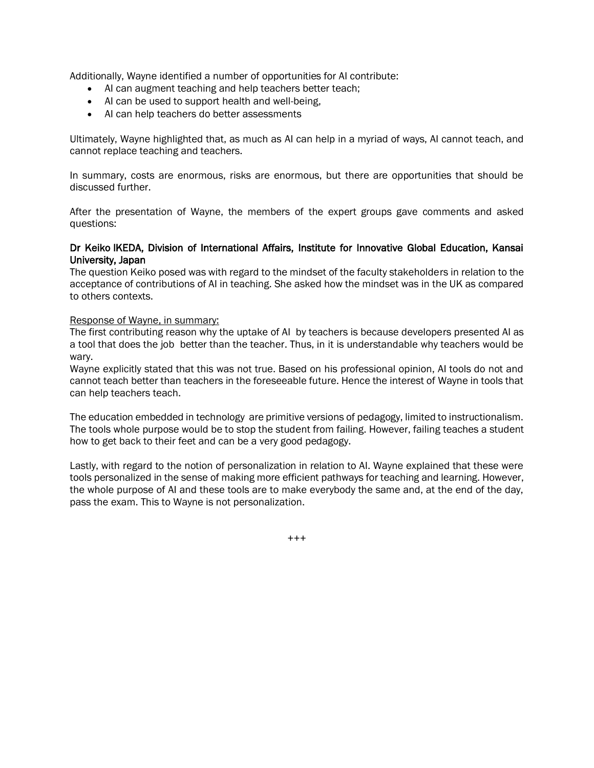Additionally, Wayne identified a number of opportunities for AI contribute:

- AI can augment teaching and help teachers better teach;
- AI can be used to support health and well-being,
- AI can help teachers do better assessments

Ultimately, Wayne highlighted that, as much as AI can help in a myriad of ways, AI cannot teach, and cannot replace teaching and teachers.

In summary, costs are enormous, risks are enormous, but there are opportunities that should be discussed further.

After the presentation of Wayne, the members of the expert groups gave comments and asked questions:

**Dr Keiko IKEDA, Division of International Affairs, Institute for Innovative Global Education, Kansai University, Japan**

The question Keiko posed was with regard to the mindset of the faculty stakeholders in relation to the acceptance of contributions of AI in teaching. She asked how the mindset was in the UK as compared to others contexts.

Response of Wayne, in summary:

The first contributing reason why the uptake of AI by teachers is because developers presented AI as a tool that does the job better than the teacher. Thus, in it is understandable why teachers would be wary.

Wayne explicitly stated that this was not true. Based on his professional opinion, AI tools do not and cannot teach better than teachers in the foreseeable future. Hence the interest of Wayne in tools that can help teachers teach.

The education embedded in technology are primitive versions of pedagogy, limited to instructionalism. The tools whole purpose would be to stop the student from failing. However, failing teaches a student how to get back to their feet and can be a very good pedagogy.

Lastly, with regard to the notion of personalization in relation to AI. Wayne explained that these were tools personalized in the sense of making more efficient pathways for teaching and learning. However, the whole purpose of AI and these tools are to make everybody the same and, at the end of the day, pass the exam. This to Wayne is not personalization.

+++